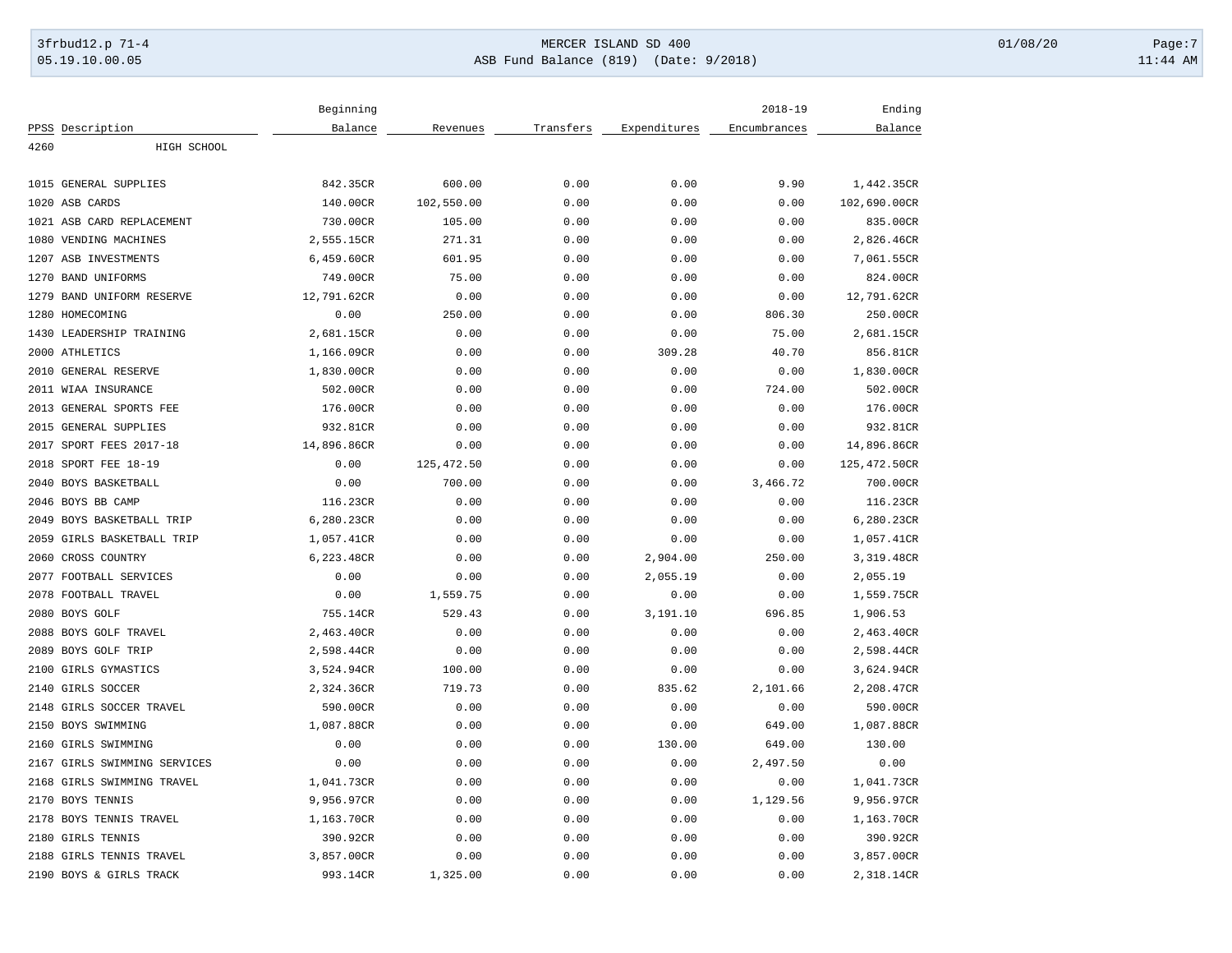| PPSS | Description | Beginning Balance | Revenues | Transfers | Expenditures | 2018-19 Encumbrances | Ending Balance |
|---|---|---|---|---|---|---|---|
| 4260 | HIGH SCHOOL | | | | | | |
| 1015 | GENERAL SUPPLIES | 842.35CR | 600.00 | 0.00 | 0.00 | 9.90 | 1,442.35CR |
| 1020 | ASB CARDS | 140.00CR | 102,550.00 | 0.00 | 0.00 | 0.00 | 102,690.00CR |
| 1021 | ASB CARD REPLACEMENT | 730.00CR | 105.00 | 0.00 | 0.00 | 0.00 | 835.00CR |
| 1080 | VENDING MACHINES | 2,555.15CR | 271.31 | 0.00 | 0.00 | 0.00 | 2,826.46CR |
| 1207 | ASB INVESTMENTS | 6,459.60CR | 601.95 | 0.00 | 0.00 | 0.00 | 7,061.55CR |
| 1270 | BAND UNIFORMS | 749.00CR | 75.00 | 0.00 | 0.00 | 0.00 | 824.00CR |
| 1279 | BAND UNIFORM RESERVE | 12,791.62CR | 0.00 | 0.00 | 0.00 | 0.00 | 12,791.62CR |
| 1280 | HOMECOMING | 0.00 | 250.00 | 0.00 | 0.00 | 806.30 | 250.00CR |
| 1430 | LEADERSHIP TRAINING | 2,681.15CR | 0.00 | 0.00 | 0.00 | 75.00 | 2,681.15CR |
| 2000 | ATHLETICS | 1,166.09CR | 0.00 | 0.00 | 309.28 | 40.70 | 856.81CR |
| 2010 | GENERAL RESERVE | 1,830.00CR | 0.00 | 0.00 | 0.00 | 0.00 | 1,830.00CR |
| 2011 | WIAA INSURANCE | 502.00CR | 0.00 | 0.00 | 0.00 | 724.00 | 502.00CR |
| 2013 | GENERAL SPORTS FEE | 176.00CR | 0.00 | 0.00 | 0.00 | 0.00 | 176.00CR |
| 2015 | GENERAL SUPPLIES | 932.81CR | 0.00 | 0.00 | 0.00 | 0.00 | 932.81CR |
| 2017 | SPORT FEES 2017-18 | 14,896.86CR | 0.00 | 0.00 | 0.00 | 0.00 | 14,896.86CR |
| 2018 | SPORT FEE 18-19 | 0.00 | 125,472.50 | 0.00 | 0.00 | 0.00 | 125,472.50CR |
| 2040 | BOYS BASKETBALL | 0.00 | 700.00 | 0.00 | 0.00 | 3,466.72 | 700.00CR |
| 2046 | BOYS BB CAMP | 116.23CR | 0.00 | 0.00 | 0.00 | 0.00 | 116.23CR |
| 2049 | BOYS BASKETBALL TRIP | 6,280.23CR | 0.00 | 0.00 | 0.00 | 0.00 | 6,280.23CR |
| 2059 | GIRLS BASKETBALL TRIP | 1,057.41CR | 0.00 | 0.00 | 0.00 | 0.00 | 1,057.41CR |
| 2060 | CROSS COUNTRY | 6,223.48CR | 0.00 | 0.00 | 2,904.00 | 250.00 | 3,319.48CR |
| 2077 | FOOTBALL SERVICES | 0.00 | 0.00 | 0.00 | 2,055.19 | 0.00 | 2,055.19 |
| 2078 | FOOTBALL TRAVEL | 0.00 | 1,559.75 | 0.00 | 0.00 | 0.00 | 1,559.75CR |
| 2080 | BOYS GOLF | 755.14CR | 529.43 | 0.00 | 3,191.10 | 696.85 | 1,906.53 |
| 2088 | BOYS GOLF TRAVEL | 2,463.40CR | 0.00 | 0.00 | 0.00 | 0.00 | 2,463.40CR |
| 2089 | BOYS GOLF TRIP | 2,598.44CR | 0.00 | 0.00 | 0.00 | 0.00 | 2,598.44CR |
| 2100 | GIRLS GYMASTICS | 3,524.94CR | 100.00 | 0.00 | 0.00 | 0.00 | 3,624.94CR |
| 2140 | GIRLS SOCCER | 2,324.36CR | 719.73 | 0.00 | 835.62 | 2,101.66 | 2,208.47CR |
| 2148 | GIRLS SOCCER TRAVEL | 590.00CR | 0.00 | 0.00 | 0.00 | 0.00 | 590.00CR |
| 2150 | BOYS SWIMMING | 1,087.88CR | 0.00 | 0.00 | 0.00 | 649.00 | 1,087.88CR |
| 2160 | GIRLS SWIMMING | 0.00 | 0.00 | 0.00 | 130.00 | 649.00 | 130.00 |
| 2167 | GIRLS SWIMMING SERVICES | 0.00 | 0.00 | 0.00 | 0.00 | 2,497.50 | 0.00 |
| 2168 | GIRLS SWIMMING TRAVEL | 1,041.73CR | 0.00 | 0.00 | 0.00 | 0.00 | 1,041.73CR |
| 2170 | BOYS TENNIS | 9,956.97CR | 0.00 | 0.00 | 0.00 | 1,129.56 | 9,956.97CR |
| 2178 | BOYS TENNIS TRAVEL | 1,163.70CR | 0.00 | 0.00 | 0.00 | 0.00 | 1,163.70CR |
| 2180 | GIRLS TENNIS | 390.92CR | 0.00 | 0.00 | 0.00 | 0.00 | 390.92CR |
| 2188 | GIRLS TENNIS TRAVEL | 3,857.00CR | 0.00 | 0.00 | 0.00 | 0.00 | 3,857.00CR |
| 2190 | BOYS & GIRLS TRACK | 993.14CR | 1,325.00 | 0.00 | 0.00 | 0.00 | 2,318.14CR |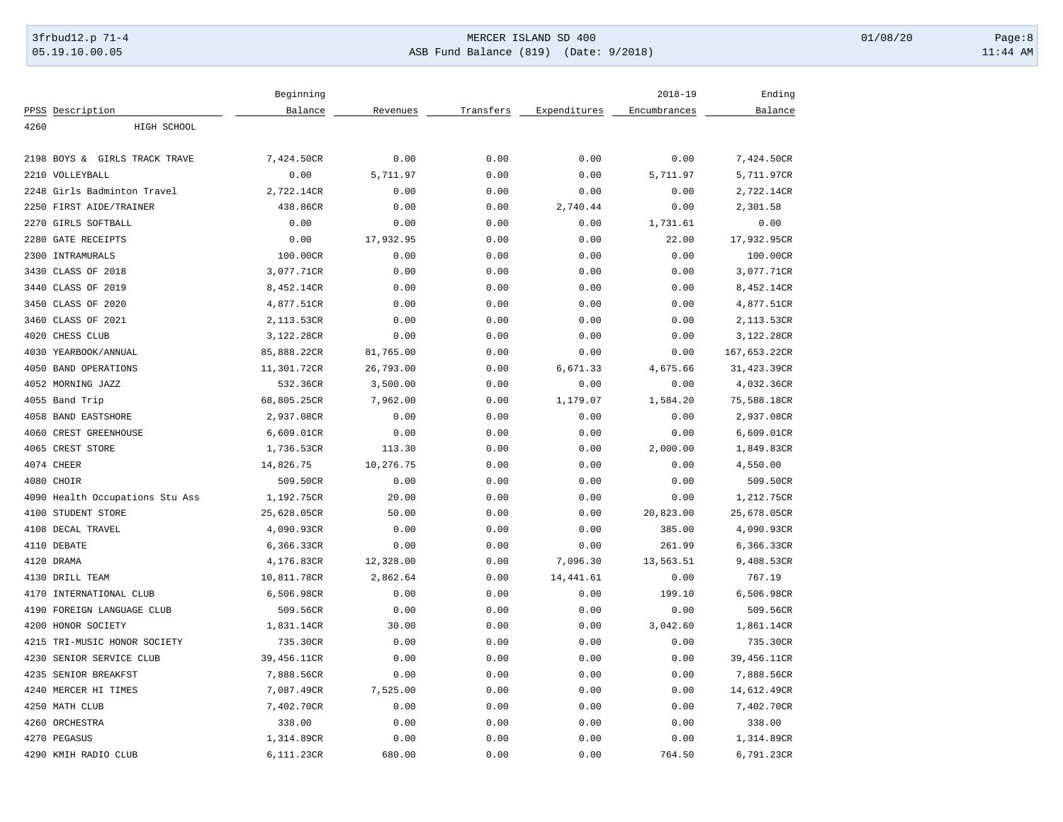| PPSS | Description | Beginning Balance | Revenues | Transfers | Expenditures | 2018-19 Encumbrances | Ending Balance |
|---|---|---|---|---|---|---|---|
| 4260 | HIGH SCHOOL | | | | | | |
| 2198 | BOYS & GIRLS TRACK TRAVE | 7,424.50CR | 0.00 | 0.00 | 0.00 | 0.00 | 7,424.50CR |
| 2210 | VOLLEYBALL | 0.00 | 5,711.97 | 0.00 | 0.00 | 5,711.97 | 5,711.97CR |
| 2248 | Girls Badminton Travel | 2,722.14CR | 0.00 | 0.00 | 0.00 | 0.00 | 2,722.14CR |
| 2250 | FIRST AIDE/TRAINER | 438.86CR | 0.00 | 0.00 | 2,740.44 | 0.00 | 2,301.58 |
| 2270 | GIRLS SOFTBALL | 0.00 | 0.00 | 0.00 | 0.00 | 1,731.61 | 0.00 |
| 2280 | GATE RECEIPTS | 0.00 | 17,932.95 | 0.00 | 0.00 | 22.00 | 17,932.95CR |
| 2300 | INTRAMURALS | 100.00CR | 0.00 | 0.00 | 0.00 | 0.00 | 100.00CR |
| 3430 | CLASS OF 2018 | 3,077.71CR | 0.00 | 0.00 | 0.00 | 0.00 | 3,077.71CR |
| 3440 | CLASS OF 2019 | 8,452.14CR | 0.00 | 0.00 | 0.00 | 0.00 | 8,452.14CR |
| 3450 | CLASS OF 2020 | 4,877.51CR | 0.00 | 0.00 | 0.00 | 0.00 | 4,877.51CR |
| 3460 | CLASS OF 2021 | 2,113.53CR | 0.00 | 0.00 | 0.00 | 0.00 | 2,113.53CR |
| 4020 | CHESS CLUB | 3,122.28CR | 0.00 | 0.00 | 0.00 | 0.00 | 3,122.28CR |
| 4030 | YEARBOOK/ANNUAL | 85,888.22CR | 81,765.00 | 0.00 | 0.00 | 0.00 | 167,653.22CR |
| 4050 | BAND OPERATIONS | 11,301.72CR | 26,793.00 | 0.00 | 6,671.33 | 4,675.66 | 31,423.39CR |
| 4052 | MORNING JAZZ | 532.36CR | 3,500.00 | 0.00 | 0.00 | 0.00 | 4,032.36CR |
| 4055 | Band Trip | 68,805.25CR | 7,962.00 | 0.00 | 1,179.07 | 1,584.20 | 75,588.18CR |
| 4058 | BAND EASTSHORE | 2,937.08CR | 0.00 | 0.00 | 0.00 | 0.00 | 2,937.08CR |
| 4060 | CREST GREENHOUSE | 6,609.01CR | 0.00 | 0.00 | 0.00 | 0.00 | 6,609.01CR |
| 4065 | CREST STORE | 1,736.53CR | 113.30 | 0.00 | 0.00 | 2,000.00 | 1,849.83CR |
| 4074 | CHEER | 14,826.75 | 10,276.75 | 0.00 | 0.00 | 0.00 | 4,550.00 |
| 4080 | CHOIR | 509.50CR | 0.00 | 0.00 | 0.00 | 0.00 | 509.50CR |
| 4090 | Health Occupations Stu Ass | 1,192.75CR | 20.00 | 0.00 | 0.00 | 0.00 | 1,212.75CR |
| 4100 | STUDENT STORE | 25,628.05CR | 50.00 | 0.00 | 0.00 | 20,823.00 | 25,678.05CR |
| 4108 | DECAL TRAVEL | 4,090.93CR | 0.00 | 0.00 | 0.00 | 385.00 | 4,090.93CR |
| 4110 | DEBATE | 6,366.33CR | 0.00 | 0.00 | 0.00 | 261.99 | 6,366.33CR |
| 4120 | DRAMA | 4,176.83CR | 12,328.00 | 0.00 | 7,096.30 | 13,563.51 | 9,408.53CR |
| 4130 | DRILL TEAM | 10,811.78CR | 2,862.64 | 0.00 | 14,441.61 | 0.00 | 767.19 |
| 4170 | INTERNATIONAL CLUB | 6,506.98CR | 0.00 | 0.00 | 0.00 | 199.10 | 6,506.98CR |
| 4190 | FOREIGN LANGUAGE CLUB | 509.56CR | 0.00 | 0.00 | 0.00 | 0.00 | 509.56CR |
| 4200 | HONOR SOCIETY | 1,831.14CR | 30.00 | 0.00 | 0.00 | 3,042.60 | 1,861.14CR |
| 4215 | TRI-MUSIC HONOR SOCIETY | 735.30CR | 0.00 | 0.00 | 0.00 | 0.00 | 735.30CR |
| 4230 | SENIOR SERVICE CLUB | 39,456.11CR | 0.00 | 0.00 | 0.00 | 0.00 | 39,456.11CR |
| 4235 | SENIOR BREAKFST | 7,888.56CR | 0.00 | 0.00 | 0.00 | 0.00 | 7,888.56CR |
| 4240 | MERCER HI TIMES | 7,087.49CR | 7,525.00 | 0.00 | 0.00 | 0.00 | 14,612.49CR |
| 4250 | MATH CLUB | 7,402.70CR | 0.00 | 0.00 | 0.00 | 0.00 | 7,402.70CR |
| 4260 | ORCHESTRA | 338.00 | 0.00 | 0.00 | 0.00 | 0.00 | 338.00 |
| 4270 | PEGASUS | 1,314.89CR | 0.00 | 0.00 | 0.00 | 0.00 | 1,314.89CR |
| 4290 | KMIH RADIO CLUB | 6,111.23CR | 680.00 | 0.00 | 0.00 | 764.50 | 6,791.23CR |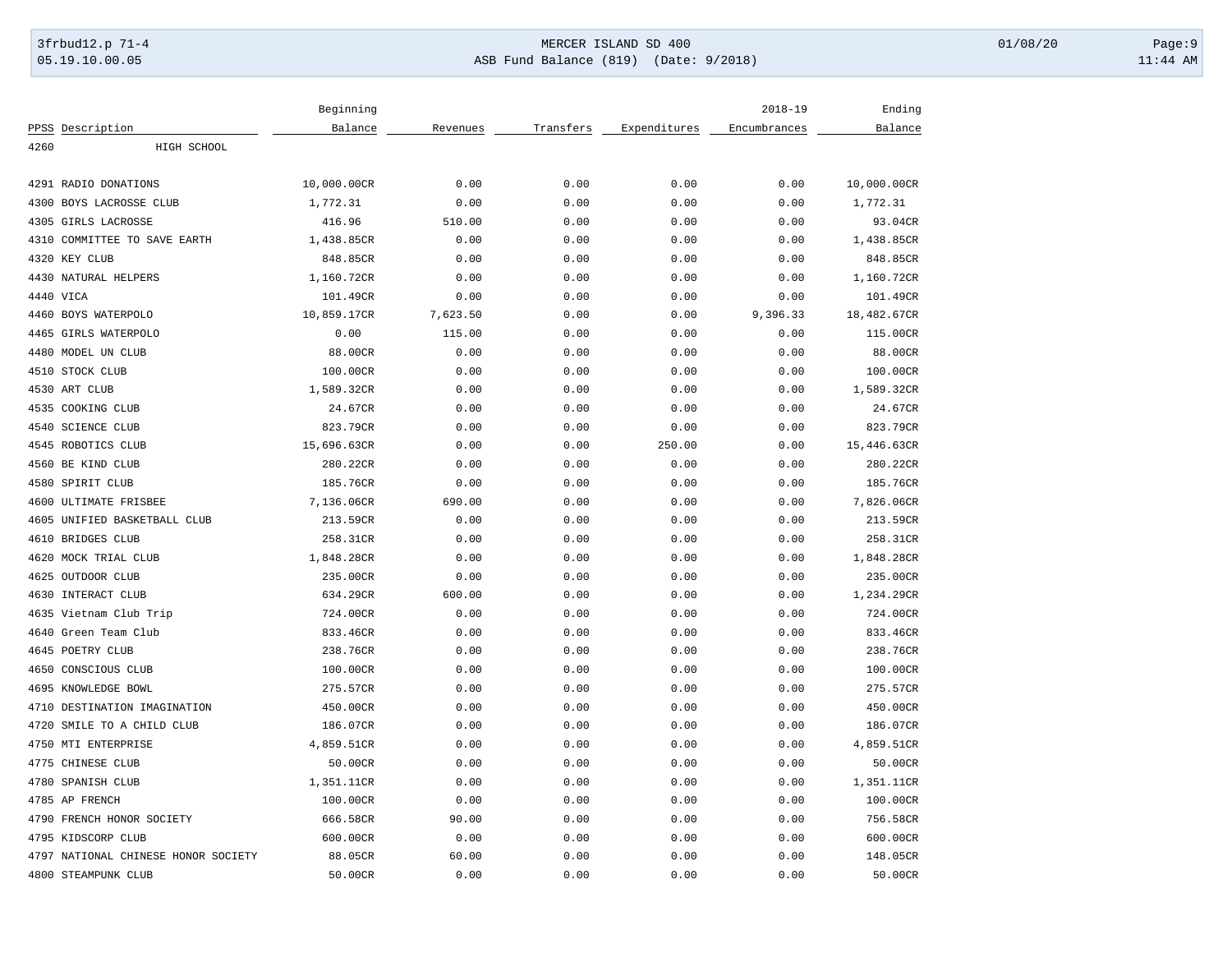| PPSS | Description | Beginning Balance | Revenues | Transfers | Expenditures | 2018-19 Encumbrances | Ending Balance |
|---|---|---|---|---|---|---|---|
| 4260 | HIGH SCHOOL | | | | | | |
| 4291 | RADIO DONATIONS | 10,000.00CR | 0.00 | 0.00 | 0.00 | 0.00 | 10,000.00CR |
| 4300 | BOYS LACROSSE CLUB | 1,772.31 | 0.00 | 0.00 | 0.00 | 0.00 | 1,772.31 |
| 4305 | GIRLS LACROSSE | 416.96 | 510.00 | 0.00 | 0.00 | 0.00 | 93.04CR |
| 4310 | COMMITTEE TO SAVE EARTH | 1,438.85CR | 0.00 | 0.00 | 0.00 | 0.00 | 1,438.85CR |
| 4320 | KEY CLUB | 848.85CR | 0.00 | 0.00 | 0.00 | 0.00 | 848.85CR |
| 4430 | NATURAL HELPERS | 1,160.72CR | 0.00 | 0.00 | 0.00 | 0.00 | 1,160.72CR |
| 4440 | VICA | 101.49CR | 0.00 | 0.00 | 0.00 | 0.00 | 101.49CR |
| 4460 | BOYS WATERPOLO | 10,859.17CR | 7,623.50 | 0.00 | 0.00 | 9,396.33 | 18,482.67CR |
| 4465 | GIRLS WATERPOLO | 0.00 | 115.00 | 0.00 | 0.00 | 0.00 | 115.00CR |
| 4480 | MODEL UN CLUB | 88.00CR | 0.00 | 0.00 | 0.00 | 0.00 | 88.00CR |
| 4510 | STOCK CLUB | 100.00CR | 0.00 | 0.00 | 0.00 | 0.00 | 100.00CR |
| 4530 | ART CLUB | 1,589.32CR | 0.00 | 0.00 | 0.00 | 0.00 | 1,589.32CR |
| 4535 | COOKING CLUB | 24.67CR | 0.00 | 0.00 | 0.00 | 0.00 | 24.67CR |
| 4540 | SCIENCE CLUB | 823.79CR | 0.00 | 0.00 | 0.00 | 0.00 | 823.79CR |
| 4545 | ROBOTICS CLUB | 15,696.63CR | 0.00 | 0.00 | 250.00 | 0.00 | 15,446.63CR |
| 4560 | BE KIND CLUB | 280.22CR | 0.00 | 0.00 | 0.00 | 0.00 | 280.22CR |
| 4580 | SPIRIT CLUB | 185.76CR | 0.00 | 0.00 | 0.00 | 0.00 | 185.76CR |
| 4600 | ULTIMATE FRISBEE | 7,136.06CR | 690.00 | 0.00 | 0.00 | 0.00 | 7,826.06CR |
| 4605 | UNIFIED BASKETBALL CLUB | 213.59CR | 0.00 | 0.00 | 0.00 | 0.00 | 213.59CR |
| 4610 | BRIDGES CLUB | 258.31CR | 0.00 | 0.00 | 0.00 | 0.00 | 258.31CR |
| 4620 | MOCK TRIAL CLUB | 1,848.28CR | 0.00 | 0.00 | 0.00 | 0.00 | 1,848.28CR |
| 4625 | OUTDOOR CLUB | 235.00CR | 0.00 | 0.00 | 0.00 | 0.00 | 235.00CR |
| 4630 | INTERACT CLUB | 634.29CR | 600.00 | 0.00 | 0.00 | 0.00 | 1,234.29CR |
| 4635 | Vietnam Club Trip | 724.00CR | 0.00 | 0.00 | 0.00 | 0.00 | 724.00CR |
| 4640 | Green Team Club | 833.46CR | 0.00 | 0.00 | 0.00 | 0.00 | 833.46CR |
| 4645 | POETRY CLUB | 238.76CR | 0.00 | 0.00 | 0.00 | 0.00 | 238.76CR |
| 4650 | CONSCIOUS CLUB | 100.00CR | 0.00 | 0.00 | 0.00 | 0.00 | 100.00CR |
| 4695 | KNOWLEDGE BOWL | 275.57CR | 0.00 | 0.00 | 0.00 | 0.00 | 275.57CR |
| 4710 | DESTINATION IMAGINATION | 450.00CR | 0.00 | 0.00 | 0.00 | 0.00 | 450.00CR |
| 4720 | SMILE TO A CHILD CLUB | 186.07CR | 0.00 | 0.00 | 0.00 | 0.00 | 186.07CR |
| 4750 | MTI ENTERPRISE | 4,859.51CR | 0.00 | 0.00 | 0.00 | 0.00 | 4,859.51CR |
| 4775 | CHINESE CLUB | 50.00CR | 0.00 | 0.00 | 0.00 | 0.00 | 50.00CR |
| 4780 | SPANISH CLUB | 1,351.11CR | 0.00 | 0.00 | 0.00 | 0.00 | 1,351.11CR |
| 4785 | AP FRENCH | 100.00CR | 0.00 | 0.00 | 0.00 | 0.00 | 100.00CR |
| 4790 | FRENCH HONOR SOCIETY | 666.58CR | 90.00 | 0.00 | 0.00 | 0.00 | 756.58CR |
| 4795 | KIDSCORP CLUB | 600.00CR | 0.00 | 0.00 | 0.00 | 0.00 | 600.00CR |
| 4797 | NATIONAL CHINESE HONOR SOCIETY | 88.05CR | 60.00 | 0.00 | 0.00 | 0.00 | 148.05CR |
| 4800 | STEAMPUNK CLUB | 50.00CR | 0.00 | 0.00 | 0.00 | 0.00 | 50.00CR |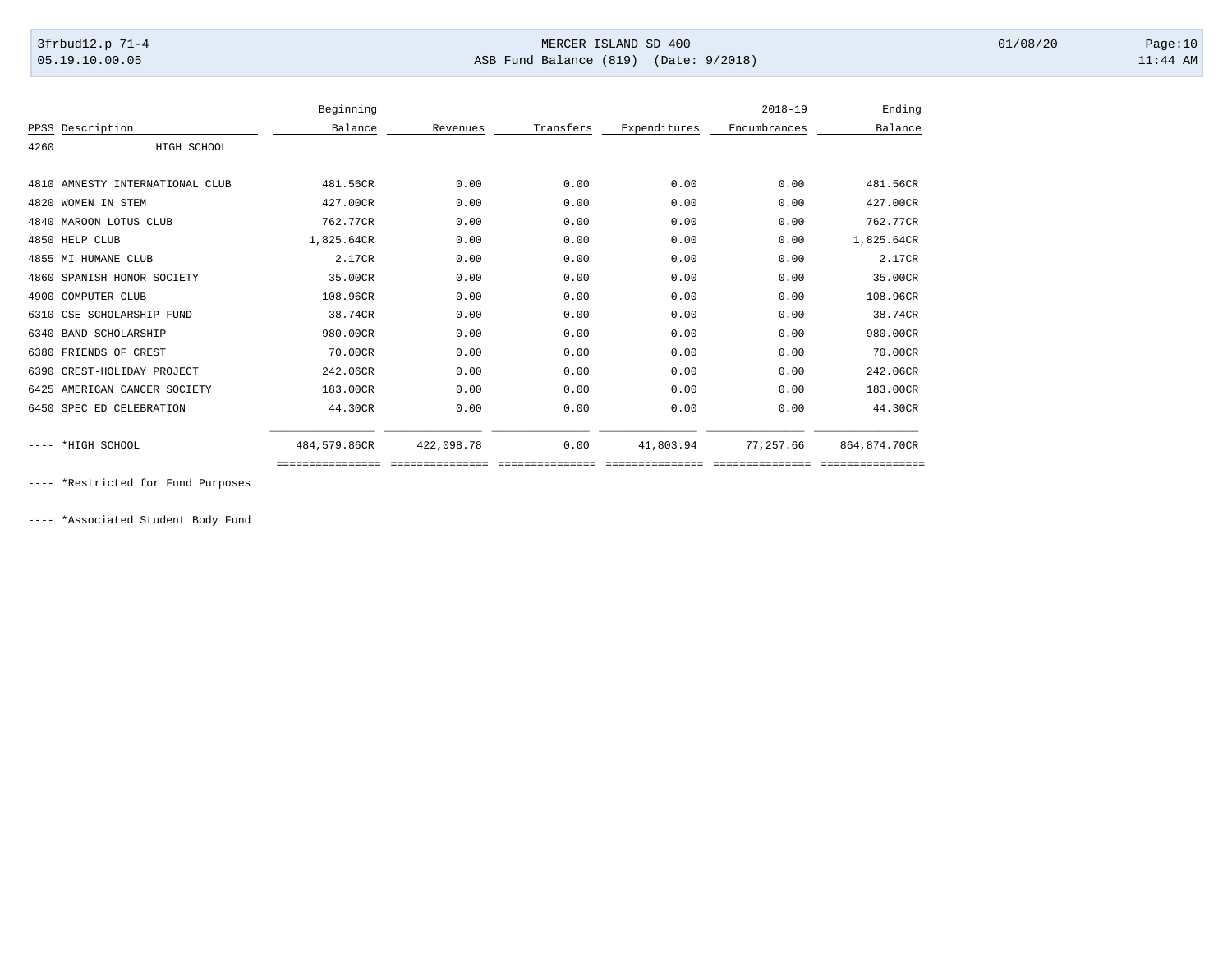| PPSS | Description | Beginning Balance | Revenues | Transfers | Expenditures | 2018-19 Encumbrances | Ending Balance |
|---|---|---|---|---|---|---|---|
| 4260 | HIGH SCHOOL | | | | | | |
| 4810 | AMNESTY INTERNATIONAL CLUB | 481.56CR | 0.00 | 0.00 | 0.00 | 0.00 | 481.56CR |
| 4820 | WOMEN IN STEM | 427.00CR | 0.00 | 0.00 | 0.00 | 0.00 | 427.00CR |
| 4840 | MAROON LOTUS CLUB | 762.77CR | 0.00 | 0.00 | 0.00 | 0.00 | 762.77CR |
| 4850 | HELP CLUB | 1,825.64CR | 0.00 | 0.00 | 0.00 | 0.00 | 1,825.64CR |
| 4855 | MI HUMANE CLUB | 2.17CR | 0.00 | 0.00 | 0.00 | 0.00 | 2.17CR |
| 4860 | SPANISH HONOR SOCIETY | 35.00CR | 0.00 | 0.00 | 0.00 | 0.00 | 35.00CR |
| 4900 | COMPUTER CLUB | 108.96CR | 0.00 | 0.00 | 0.00 | 0.00 | 108.96CR |
| 6310 | CSE SCHOLARSHIP FUND | 38.74CR | 0.00 | 0.00 | 0.00 | 0.00 | 38.74CR |
| 6340 | BAND SCHOLARSHIP | 980.00CR | 0.00 | 0.00 | 0.00 | 0.00 | 980.00CR |
| 6380 | FRIENDS OF CREST | 70.00CR | 0.00 | 0.00 | 0.00 | 0.00 | 70.00CR |
| 6390 | CREST-HOLIDAY PROJECT | 242.06CR | 0.00 | 0.00 | 0.00 | 0.00 | 242.06CR |
| 6425 | AMERICAN CANCER SOCIETY | 183.00CR | 0.00 | 0.00 | 0.00 | 0.00 | 183.00CR |
| 6450 | SPEC ED CELEBRATION | 44.30CR | 0.00 | 0.00 | 0.00 | 0.00 | 44.30CR |
| ---- | *HIGH SCHOOL | 484,579.86CR | 422,098.78 | 0.00 | 41,803.94 | 77,257.66 | 864,874.70CR |
| ---- | *Restricted for Fund Purposes | | | | | | |
| ---- | *Associated Student Body Fund | | | | | | |